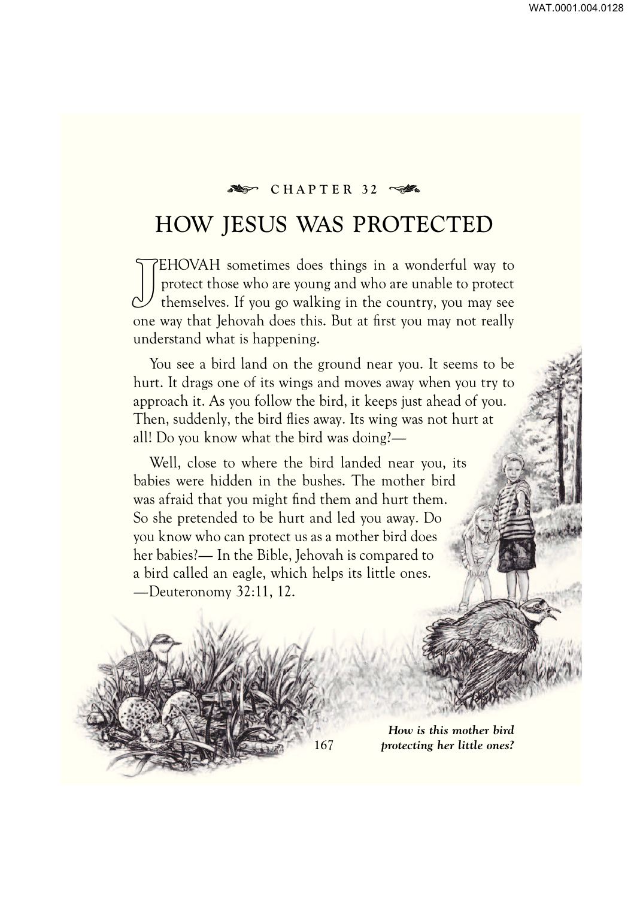CHAPTER 32

# HOW JESUS WAS PROTECTED

JEHOVAH sometimes does things in a wonderful way to protect those who are young and who are unable to protect themselves. If you go walking in the country, you may see one way that Jehovah does this. But at first you may not really understand what is happening.

You see a bird land on the ground near you. It seems to be hurt. It drags one of its wings and moves away when you try to approach it. As you follow the bird, it keeps just ahead of you. Then, suddenly, the bird flies away. Its wing was not hurt at all! Do you know what the bird was doing?—

Well, close to where the bird landed near you, its babies were hidden in the bushes. The mother bird was afraid that you might find them and hurt them. So she pretended to be hurt and led you away. Do you know who can protect us as a mother bird does her babies?— In the Bible, Jehovah is compared to a bird called an eagle, which helps its little ones. —Deuteronomy 32:11, 12.

***How is this mother bird protecting her little ones?***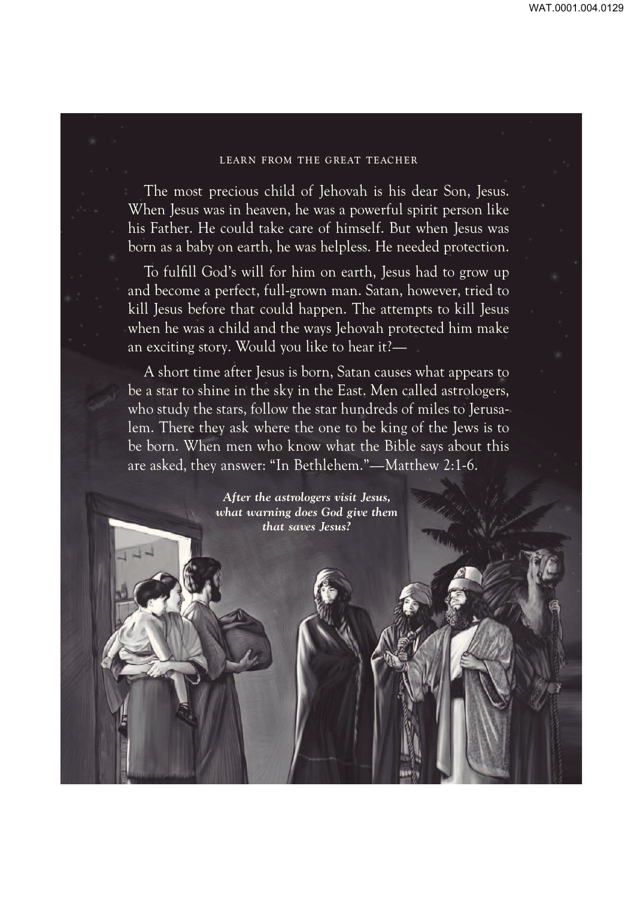The most precious child of Jehovah is his dear Son, Jesus. When Jesus was in heaven, he was a powerful spirit person like his Father. He could take care of himself. But when Jesus was born as a baby on earth, he was helpless. He needed protection.

To fulfill God's will for him on earth, Jesus had to grow up and become a perfect, full-grown man. Satan, however, tried to kill Jesus before that could happen. The attempts to kill Jesus when he was a child and the ways Jehovah protected him make an exciting story. Would you like to hear it?—

A short time after Jesus is born, Satan causes what appears to be a star to shine in the sky in the East. Men called astrologers, who study the stars, follow the star hundreds of miles to Jerusalem. There they ask where the one to be king of the Jews is to be born. When men who know what the Bible says about this are asked, they answer: "In Bethlehem."—Matthew 2:1-6.

***After the astrologers visit Jesus, what warning does God give them that saves Jesus?***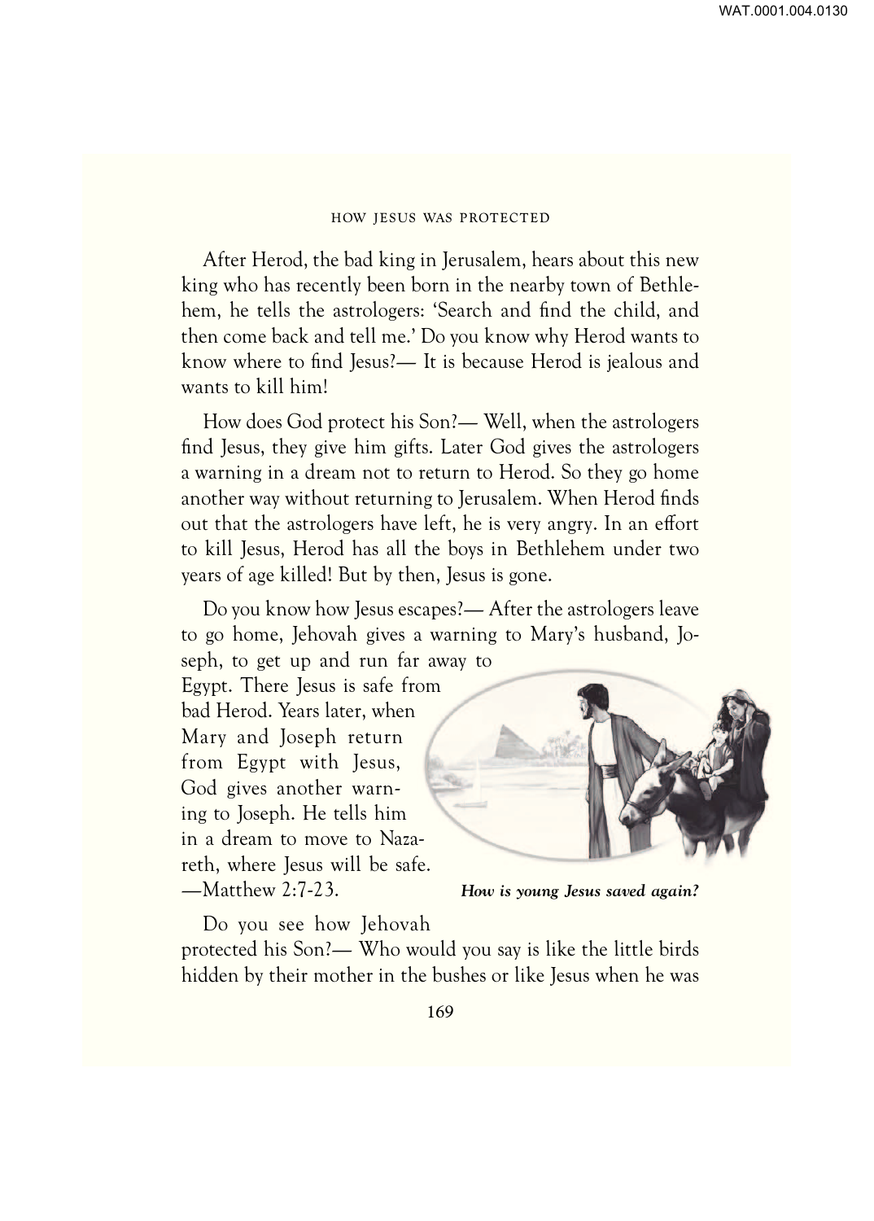After Herod, the bad king in Jerusalem, hears about this new king who has recently been born in the nearby town of Bethlehem, he tells the astrologers: 'Search and find the child, and then come back and tell me.' Do you know why Herod wants to know where to find Jesus?— It is because Herod is jealous and wants to kill him!

How does God protect his Son?— Well, when the astrologers find Jesus, they give him gifts. Later God gives the astrologers a warning in a dream not to return to Herod. So they go home another way without returning to Jerusalem. When Herod finds out that the astrologers have left, he is very angry. In an effort to kill Jesus, Herod has all the boys in Bethlehem under two years of age killed! But by then, Jesus is gone.

Do you know how Jesus escapes?— After the astrologers leave to go home, Jehovah gives a warning to Mary's husband, Joseph, to get up and run far away to Egypt. There Jesus is safe from bad Herod. Years later, when Mary and Joseph return from Egypt with Jesus, God gives another warning to Joseph. He tells him in a dream to move to Nazareth, where Jesus will be safe. —Matthew 2:7-23.

***How is young Jesus saved again?***

Do you see how Jehovah protected his Son?— Who would you say is like the little birds hidden by their mother in the bushes or like Jesus when he was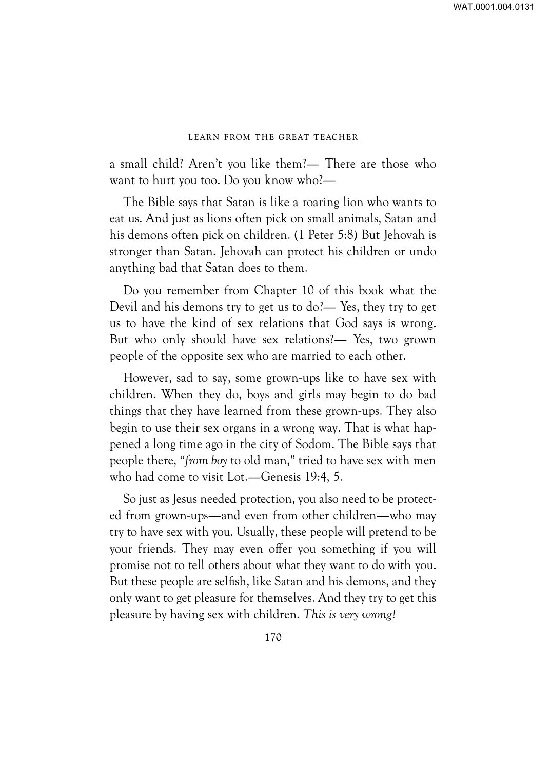a small child? Aren't you like them?— There are those who want to hurt you too. Do you know who?—

The Bible says that Satan is like a roaring lion who wants to eat us. And just as lions often pick on small animals, Satan and his demons often pick on children. (1 Peter 5:8) But Jehovah is stronger than Satan. Jehovah can protect his children or undo anything bad that Satan does to them.

Do you remember from Chapter 10 of this book what the Devil and his demons try to get us to do?— Yes, they try to get us to have the kind of sex relations that God says is wrong. But who only should have sex relations?— Yes, two grown people of the opposite sex who are married to each other.

However, sad to say, some grown-ups like to have sex with children. When they do, boys and girls may begin to do bad things that they have learned from these grown-ups. They also begin to use their sex organs in a wrong way. That is what happened a long time ago in the city of Sodom. The Bible says that people there, "*from boy* to old man," tried to have sex with men who had come to visit Lot.—Genesis 19:4, 5.

So just as Jesus needed protection, you also need to be protected from grown-ups—and even from other children—who may try to have sex with you. Usually, these people will pretend to be your friends. They may even offer you something if you will promise not to tell others about what they want to do with you. But these people are selfish, like Satan and his demons, and they only want to get pleasure for themselves. And they try to get this pleasure by having sex with children. *This is very wrong!*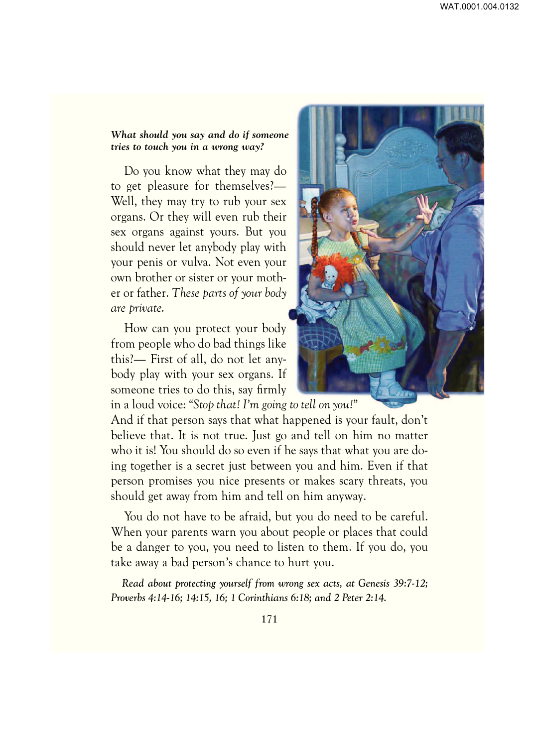***What should you say and do if someone tries to touch you in a wrong way?***

Do you know what they may do to get pleasure for themselves?— Well, they may try to rub your sex organs. Or they will even rub their sex organs against yours. But you should never let anybody play with your penis or vulva. Not even your own brother or sister or your mother or father. *These parts of your body are private.*

How can you protect your body from people who do bad things like this?— First of all, do not let anybody play with your sex organs. If someone tries to do this, say firmly in a loud voice: *"Stop that! I'm going to tell on you!"* And if that person says that what happened is your fault, don't believe that. It is not true. Just go and tell on him no matter who it is! You should do so even if he says that what you are doing together is a secret just between you and him. Even if that person promises you nice presents or makes scary threats, you should get away from him and tell on him anyway.

You do not have to be afraid, but you do need to be careful. When your parents warn you about people or places that could be a danger to you, you need to listen to them. If you do, you take away a bad person's chance to hurt you.

*Read about protecting yourself from wrong sex acts, at Genesis 39:7-12; Proverbs 4:14-16; 14:15, 16; 1 Corinthians 6:18; and 2 Peter 2:14.*